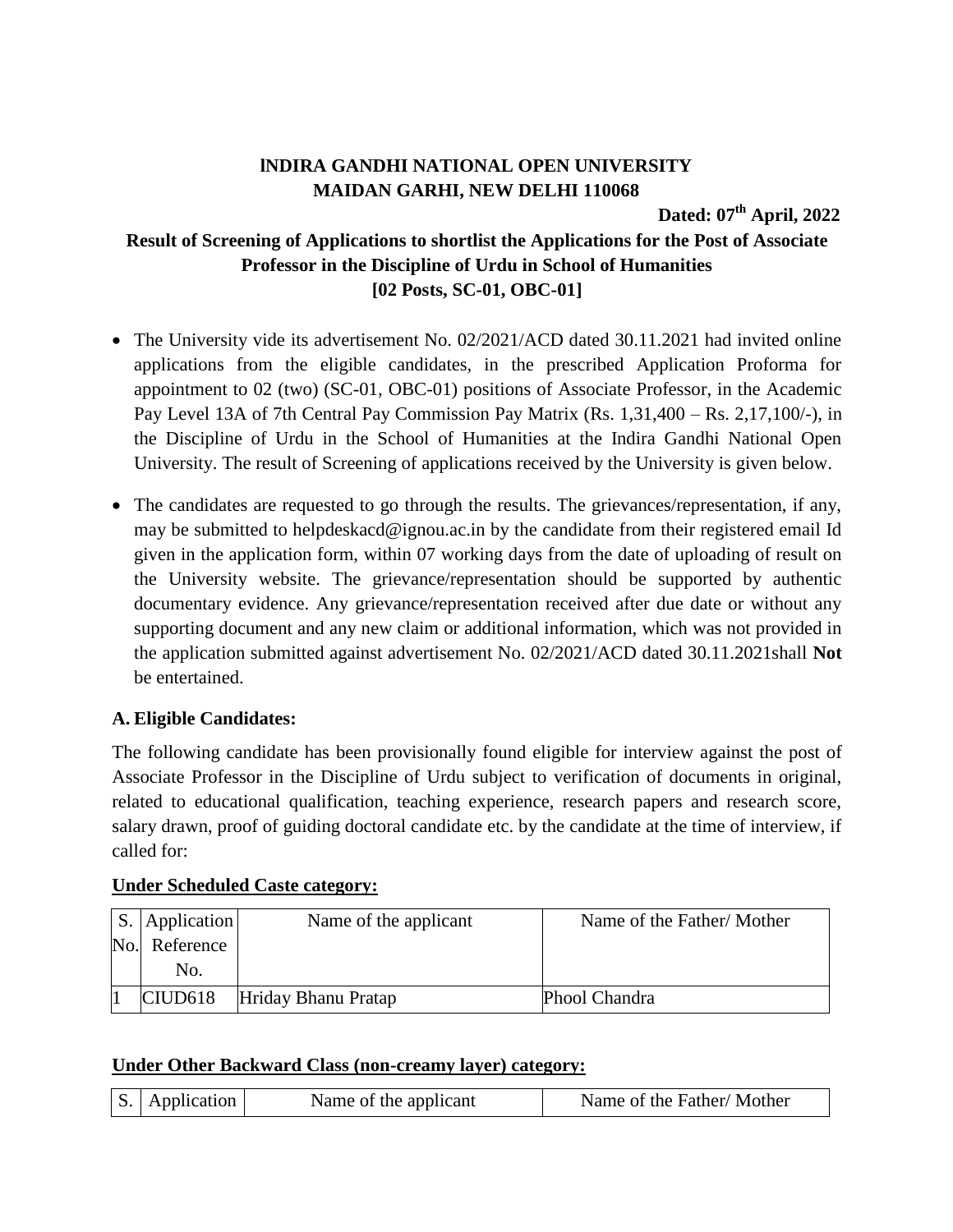**lNDIRA GANDHI NATIONAL OPEN UNIVERSITY**
**MAIDAN GARHI, NEW DELHI 110068**

**Dated: 07th April, 2022**

**Result of Screening of Applications to shortlist the Applications for the Post of Associate Professor in the Discipline of Urdu in School of Humanities**
**[02 Posts, SC-01, OBC-01]**

- The University vide its advertisement No. 02/2021/ACD dated 30.11.2021 had invited online applications from the eligible candidates, in the prescribed Application Proforma for appointment to 02 (two) (SC-01, OBC-01) positions of Associate Professor, in the Academic Pay Level 13A of 7th Central Pay Commission Pay Matrix (Rs. 1,31,400 – Rs. 2,17,100/-), in the Discipline of Urdu in the School of Humanities at the Indira Gandhi National Open University. The result of Screening of applications received by the University is given below.
- The candidates are requested to go through the results. The grievances/representation, if any, may be submitted to helpdeskacd@ignou.ac.in by the candidate from their registered email Id given in the application form, within 07 working days from the date of uploading of result on the University website. The grievance/representation should be supported by authentic documentary evidence. Any grievance/representation received after due date or without any supporting document and any new claim or additional information, which was not provided in the application submitted against advertisement No. 02/2021/ACD dated 30.11.2021shall **Not** be entertained.

### A. Eligible Candidates:

The following candidate has been provisionally found eligible for interview against the post of Associate Professor in the Discipline of Urdu subject to verification of documents in original, related to educational qualification, teaching experience, research papers and research score, salary drawn, proof of guiding doctoral candidate etc. by the candidate at the time of interview, if called for:

**Under Scheduled Caste category:**

| S. No. | Application Reference No. | Name of the applicant | Name of the Father/ Mother |
|---|---|---|---|
| 1 | CIUD618 | Hriday Bhanu Pratap | Phool Chandra |

**Under Other Backward Class (non-creamy layer) category:**

| S. | Application | Name of the applicant | Name of the Father/ Mother |
|---|---|---|---|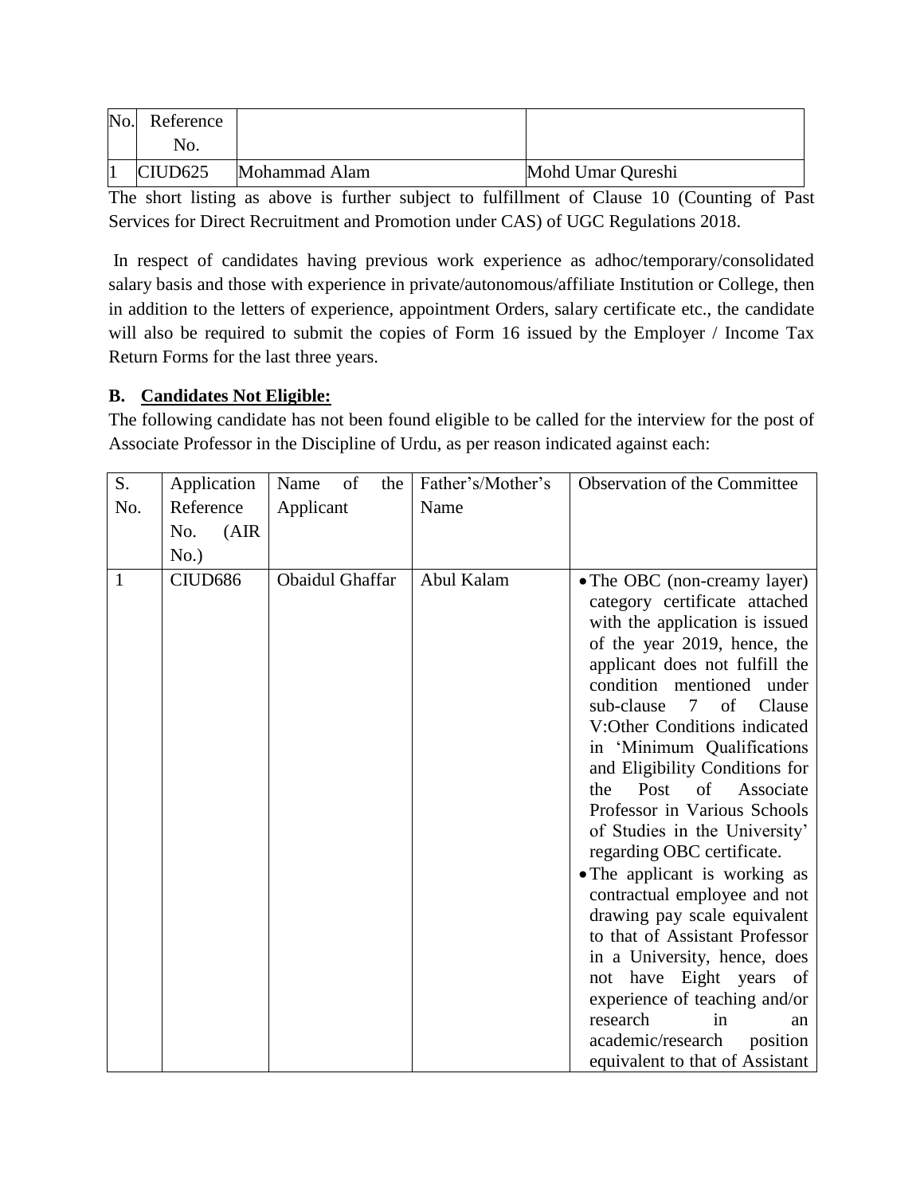| No. | Reference No. | | |
|---|---|---|---|
| 1 | CIUD625 | Mohammad Alam | Mohd Umar Qureshi |

The short listing as above is further subject to fulfillment of Clause 10 (Counting of Past Services for Direct Recruitment and Promotion under CAS) of UGC Regulations 2018.

In respect of candidates having previous work experience as adhoc/temporary/consolidated salary basis and those with experience in private/autonomous/affiliate Institution or College, then in addition to the letters of experience, appointment Orders, salary certificate etc., the candidate will also be required to submit the copies of Form 16 issued by the Employer / Income Tax Return Forms for the last three years.

**B. Candidates Not Eligible:**

The following candidate has not been found eligible to be called for the interview for the post of Associate Professor in the Discipline of Urdu, as per reason indicated against each:

| S. No. | Application Reference No. (AIR No.) | Name of the Applicant | Father's/Mother's Name | Observation of the Committee |
|---|---|---|---|---|
| 1 | CIUD686 | Obaidul Ghaffar | Abul Kalam | • The OBC (non-creamy layer) category certificate attached with the application is issued of the year 2019, hence, the applicant does not fulfill the condition mentioned under sub-clause 7 of Clause V:Other Conditions indicated in 'Minimum Qualifications and Eligibility Conditions for the Post of Associate Professor in Various Schools of Studies in the University' regarding OBC certificate.<br>• The applicant is working as contractual employee and not drawing pay scale equivalent to that of Assistant Professor in a University, hence, does not have Eight years of experience of teaching and/or research in an academic/research position equivalent to that of Assistant |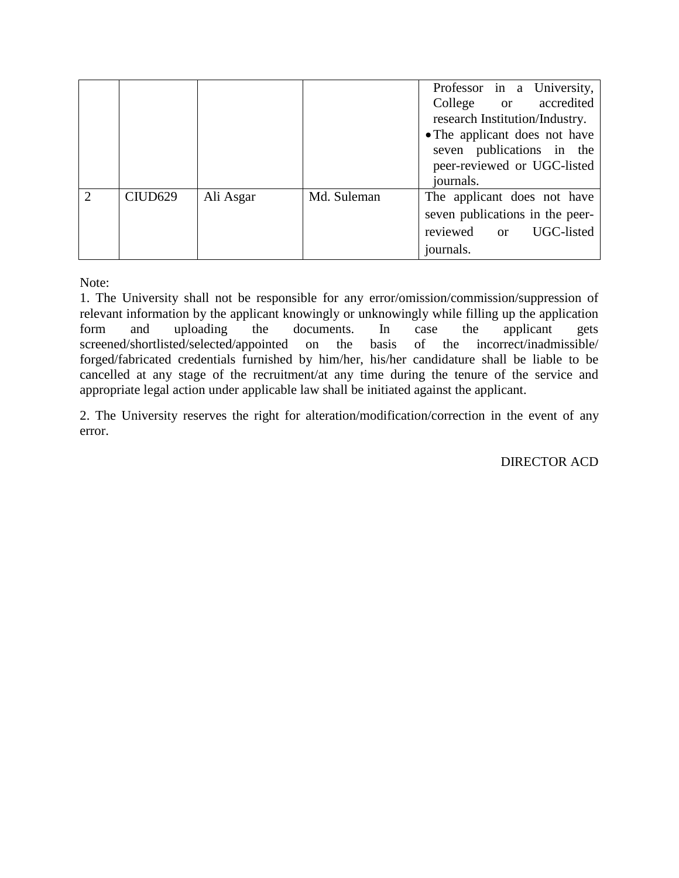| | | | | |
|---|---|---|---|---|
| | | | | Professor in a University, College or accredited research Institution/Industry.<br>• The applicant does not have seven publications in the peer-reviewed or UGC-listed journals. |
| 2 | CIUD629 | Ali Asgar | Md. Suleman | The applicant does not have seven publications in the peer-reviewed or UGC-listed journals. |

Note:

1. The University shall not be responsible for any error/omission/commission/suppression of relevant information by the applicant knowingly or unknowingly while filling up the application form and uploading the documents. In case the applicant gets screened/shortlisted/selected/appointed on the basis of the incorrect/inadmissible/ forged/fabricated credentials furnished by him/her, his/her candidature shall be liable to be cancelled at any stage of the recruitment/at any time during the tenure of the service and appropriate legal action under applicable law shall be initiated against the applicant.

2. The University reserves the right for alteration/modification/correction in the event of any error.

DIRECTOR ACD